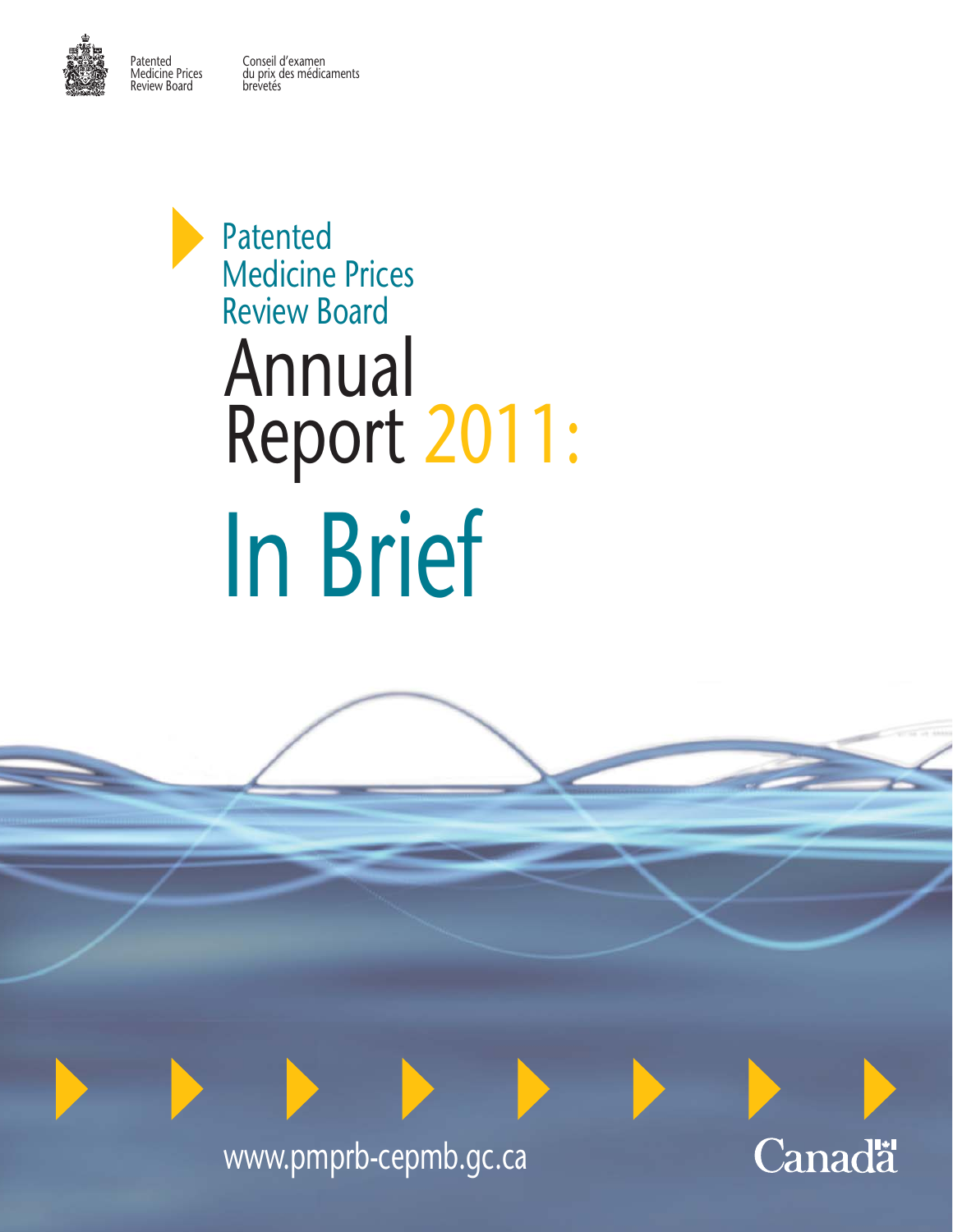Patented Medicine Prices Review Board

Conseil d'examen du prix des médicaments brevetés

# Patented Medicine Prices Review Board

# Annual Report 2011:

# In Brief

www.pmprb-cepmb.gc.ca

Canada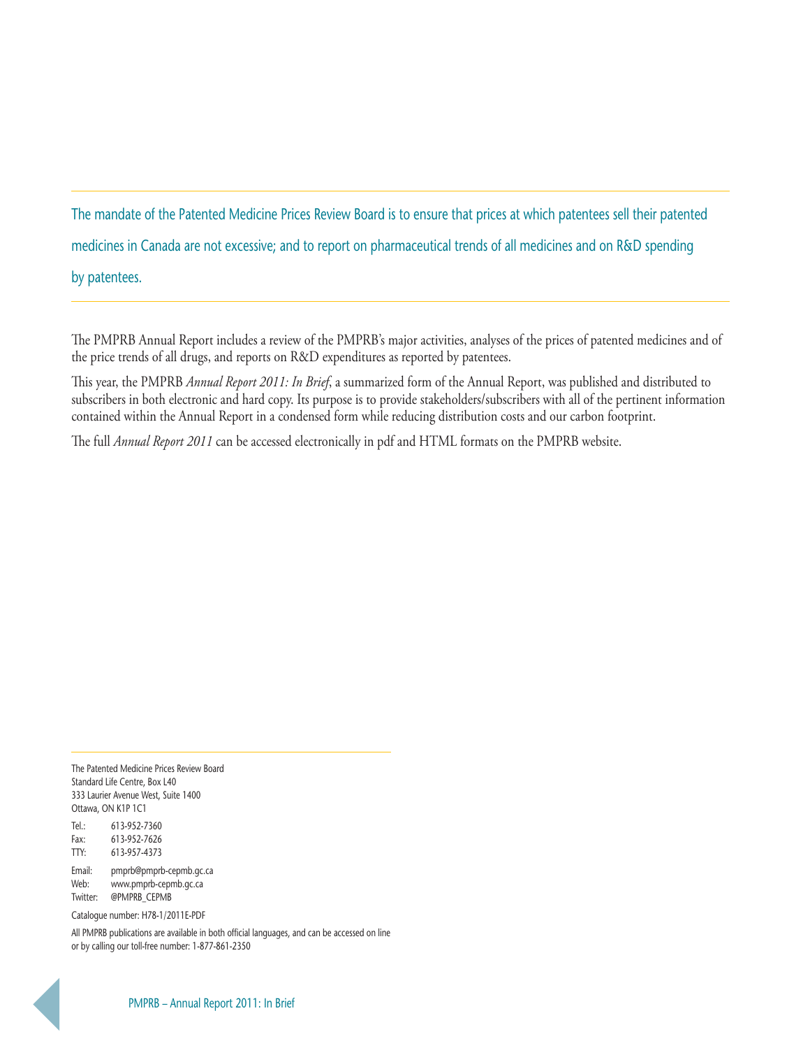The mandate of the Patented Medicine Prices Review Board is to ensure that prices at which patentees sell their patented medicines in Canada are not excessive; and to report on pharmaceutical trends of all medicines and on R&D spending by patentees.

The PMPRB Annual Report includes a review of the PMPRB's major activities, analyses of the prices of patented medicines and of the price trends of all drugs, and reports on R&D expenditures as reported by patentees.

This year, the PMPRB *Annual Report 2011: In Brief*, a summarized form of the Annual Report, was published and distributed to subscribers in both electronic and hard copy. Its purpose is to provide stakeholders/subscribers with all of the pertinent information contained within the Annual Report in a condensed form while reducing distribution costs and our carbon footprint.

The full *Annual Report 2011* can be accessed electronically in pdf and HTML formats on the PMPRB website.

The Patented Medicine Prices Review Board
Standard Life Centre, Box L40
333 Laurier Avenue West, Suite 1400
Ottawa, ON K1P 1C1

Tel.: 613-952-7360
Fax: 613-952-7626
TTY: 613-957-4373

Email: pmprb@pmprb-cepmb.gc.ca
Web: www.pmprb-cepmb.gc.ca
Twitter: @PMPRB_CEPMB

Catalogue number: H78-1/2011E-PDF

All PMPRB publications are available in both official languages, and can be accessed on line or by calling our toll-free number: 1-877-861-2350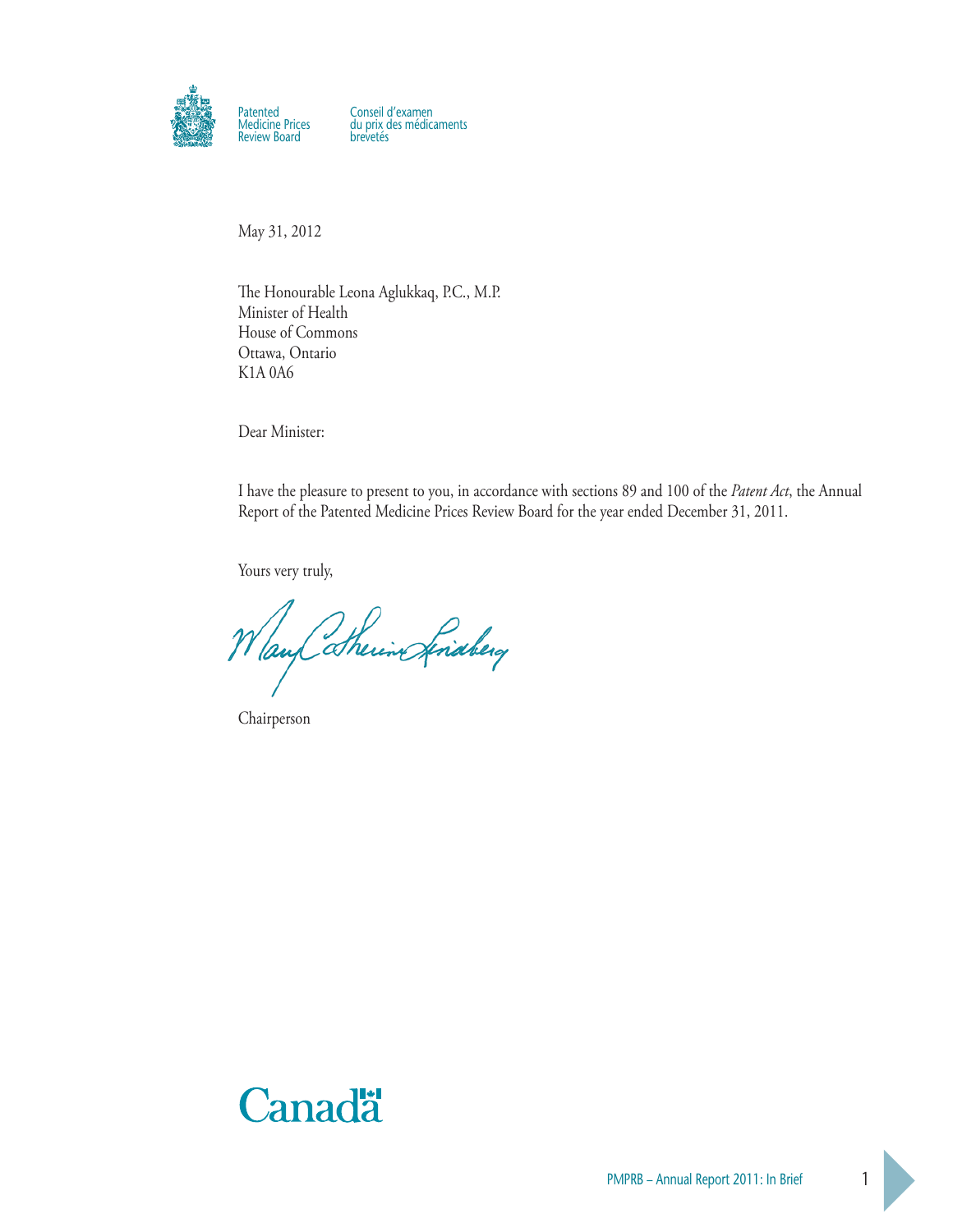Patented Medicine Prices Review Board

Conseil d'examen du prix des médicaments brevetés

May 31, 2012

The Honourable Leona Aglukkaq, P.C., M.P.
Minister of Health
House of Commons
Ottawa, Ontario
K1A 0A6

Dear Minister:

I have the pleasure to present to you, in accordance with sections 89 and 100 of the *Patent Act*, the Annual Report of the Patented Medicine Prices Review Board for the year ended December 31, 2011.

Yours very truly,

Mary Catherine Lindberg

Chairperson

Canada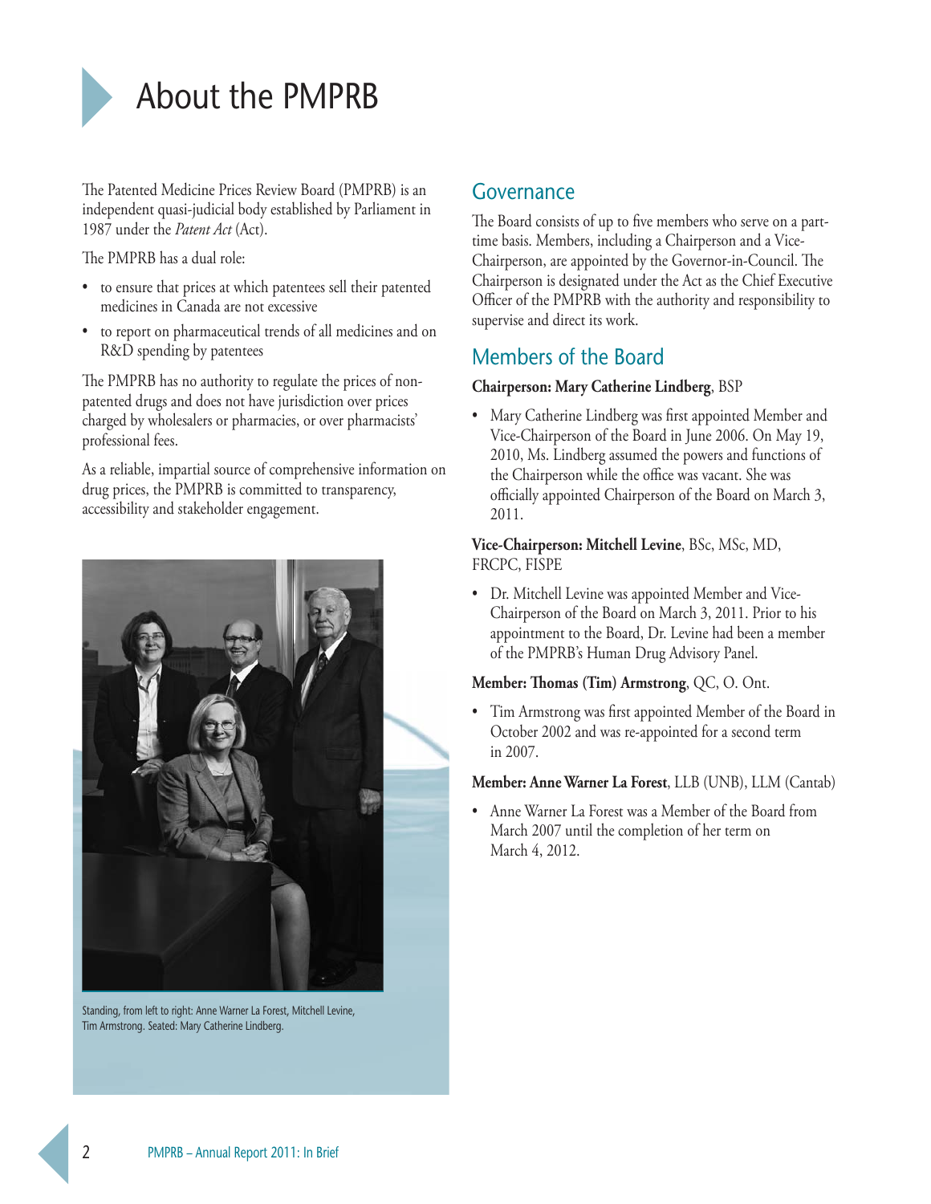# About the PMPRB

The Patented Medicine Prices Review Board (PMPRB) is an independent quasi-judicial body established by Parliament in 1987 under the *Patent Act* (Act).

The PMPRB has a dual role:

- to ensure that prices at which patentees sell their patented medicines in Canada are not excessive
- to report on pharmaceutical trends of all medicines and on R&D spending by patentees

The PMPRB has no authority to regulate the prices of non-patented drugs and does not have jurisdiction over prices charged by wholesalers or pharmacies, or over pharmacists' professional fees.

As a reliable, impartial source of comprehensive information on drug prices, the PMPRB is committed to transparency, accessibility and stakeholder engagement.

Standing, from left to right: Anne Warner La Forest, Mitchell Levine, Tim Armstrong. Seated: Mary Catherine Lindberg.

## Governance

The Board consists of up to five members who serve on a part-time basis. Members, including a Chairperson and a Vice-Chairperson, are appointed by the Governor-in-Council. The Chairperson is designated under the Act as the Chief Executive Officer of the PMPRB with the authority and responsibility to supervise and direct its work.

## Members of the Board

**Chairperson: Mary Catherine Lindberg**, BSP

- Mary Catherine Lindberg was first appointed Member and Vice-Chairperson of the Board in June 2006. On May 19, 2010, Ms. Lindberg assumed the powers and functions of the Chairperson while the office was vacant. She was officially appointed Chairperson of the Board on March 3, 2011.

**Vice-Chairperson: Mitchell Levine**, BSc, MSc, MD, FRCPC, FISPE

- Dr. Mitchell Levine was appointed Member and Vice-Chairperson of the Board on March 3, 2011. Prior to his appointment to the Board, Dr. Levine had been a member of the PMPRB's Human Drug Advisory Panel.

**Member: Thomas (Tim) Armstrong**, QC, O. Ont.

- Tim Armstrong was first appointed Member of the Board in October 2002 and was re-appointed for a second term in 2007.

**Member: Anne Warner La Forest**, LLB (UNB), LLM (Cantab)

- Anne Warner La Forest was a Member of the Board from March 2007 until the completion of her term on March 4, 2012.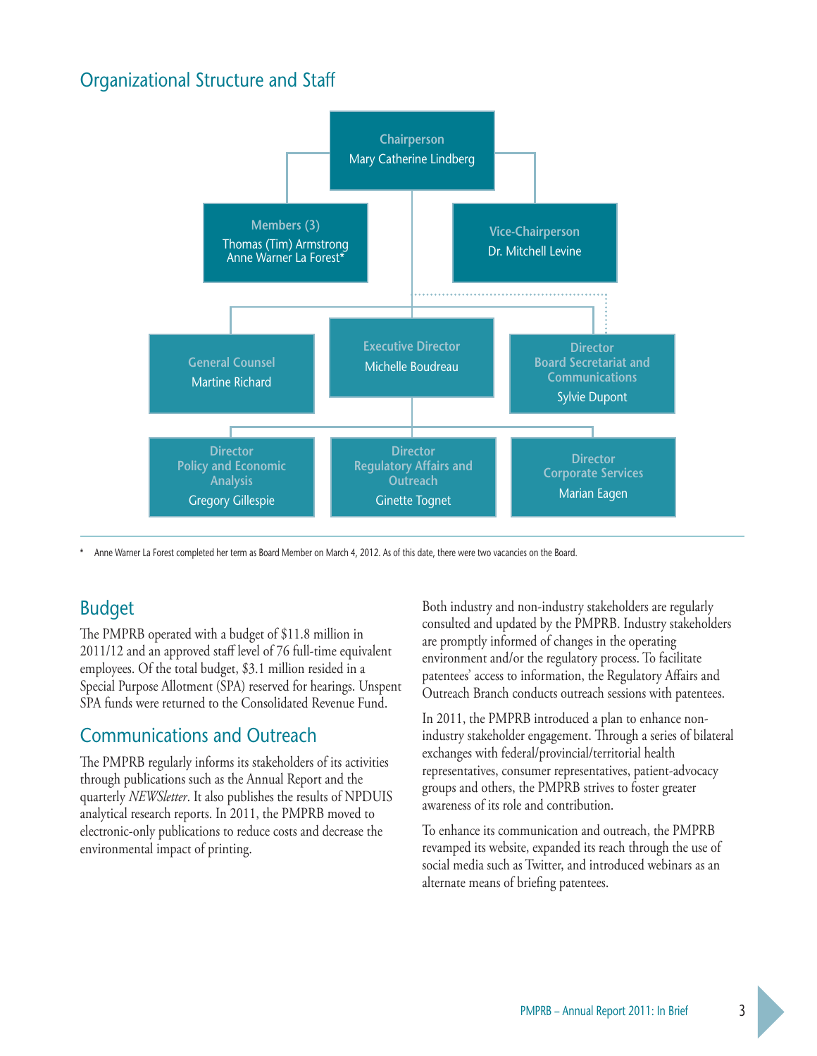## Organizational Structure and Staff

**Chairperson**
Mary Catherine Lindberg

**Members (3)**
Thomas (Tim) Armstrong
Anne Warner La Forest*

**Vice-Chairperson**
Dr. Mitchell Levine

**General Counsel**
Martine Richard

**Executive Director**
Michelle Boudreau

**Director, Board Secretariat and Communications**
Sylvie Dupont

**Director, Policy and Economic Analysis**
Gregory Gillespie

**Director, Regulatory Affairs and Outreach**
Ginette Tognet

**Director, Corporate Services**
Marian Eagen

\* Anne Warner La Forest completed her term as Board Member on March 4, 2012. As of this date, there were two vacancies on the Board.

## Budget

The PMPRB operated with a budget of $11.8 million in 2011/12 and an approved staff level of 76 full-time equivalent employees. Of the total budget, $3.1 million resided in a Special Purpose Allotment (SPA) reserved for hearings. Unspent SPA funds were returned to the Consolidated Revenue Fund.

## Communications and Outreach

The PMPRB regularly informs its stakeholders of its activities through publications such as the Annual Report and the quarterly *NEWSletter*. It also publishes the results of NPDUIS analytical research reports. In 2011, the PMPRB moved to electronic-only publications to reduce costs and decrease the environmental impact of printing.

Both industry and non-industry stakeholders are regularly consulted and updated by the PMPRB. Industry stakeholders are promptly informed of changes in the operating environment and/or the regulatory process. To facilitate patentees' access to information, the Regulatory Affairs and Outreach Branch conducts outreach sessions with patentees.

In 2011, the PMPRB introduced a plan to enhance non-industry stakeholder engagement. Through a series of bilateral exchanges with federal/provincial/territorial health representatives, consumer representatives, patient-advocacy groups and others, the PMPRB strives to foster greater awareness of its role and contribution.

To enhance its communication and outreach, the PMPRB revamped its website, expanded its reach through the use of social media such as Twitter, and introduced webinars as an alternate means of briefing patentees.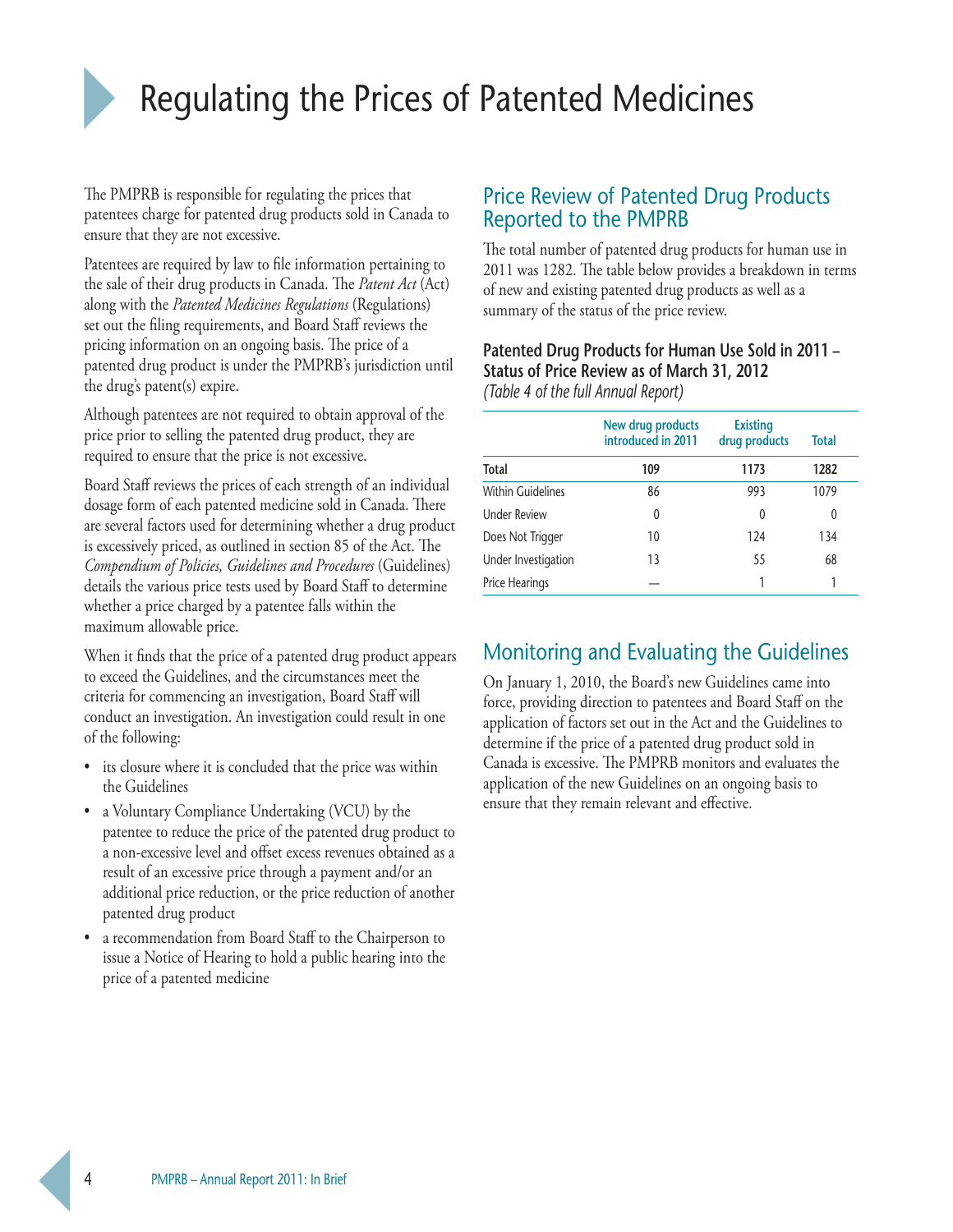# Regulating the Prices of Patented Medicines

The PMPRB is responsible for regulating the prices that patentees charge for patented drug products sold in Canada to ensure that they are not excessive.

Patentees are required by law to file information pertaining to the sale of their drug products in Canada. The *Patent Act* (Act) along with the *Patented Medicines Regulations* (Regulations) set out the filing requirements, and Board Staff reviews the pricing information on an ongoing basis. The price of a patented drug product is under the PMPRB's jurisdiction until the drug's patent(s) expire.

Although patentees are not required to obtain approval of the price prior to selling the patented drug product, they are required to ensure that the price is not excessive.

Board Staff reviews the prices of each strength of an individual dosage form of each patented medicine sold in Canada. There are several factors used for determining whether a drug product is excessively priced, as outlined in section 85 of the Act. The *Compendium of Policies, Guidelines and Procedures* (Guidelines) details the various price tests used by Board Staff to determine whether a price charged by a patentee falls within the maximum allowable price.

When it finds that the price of a patented drug product appears to exceed the Guidelines, and the circumstances meet the criteria for commencing an investigation, Board Staff will conduct an investigation. An investigation could result in one of the following:

- its closure where it is concluded that the price was within the Guidelines
- a Voluntary Compliance Undertaking (VCU) by the patentee to reduce the price of the patented drug product to a non-excessive level and offset excess revenues obtained as a result of an excessive price through a payment and/or an additional price reduction, or the price reduction of another patented drug product
- a recommendation from Board Staff to the Chairperson to issue a Notice of Hearing to hold a public hearing into the price of a patented medicine

## Price Review of Patented Drug Products Reported to the PMPRB

The total number of patented drug products for human use in 2011 was 1282. The table below provides a breakdown in terms of new and existing patented drug products as well as a summary of the status of the price review.

**Patented Drug Products for Human Use Sold in 2011 – Status of Price Review as of March 31, 2012**
*(Table 4 of the full Annual Report)*

| | New drug products introduced in 2011 | Existing drug products | Total |
|---|---|---|---|
| **Total** | **109** | **1173** | **1282** |
| Within Guidelines | 86 | 993 | 1079 |
| Under Review | 0 | 0 | 0 |
| Does Not Trigger | 10 | 124 | 134 |
| Under Investigation | 13 | 55 | 68 |
| Price Hearings | — | 1 | 1 |

## Monitoring and Evaluating the Guidelines

On January 1, 2010, the Board's new Guidelines came into force, providing direction to patentees and Board Staff on the application of factors set out in the Act and the Guidelines to determine if the price of a patented drug product sold in Canada is excessive. The PMPRB monitors and evaluates the application of the new Guidelines on an ongoing basis to ensure that they remain relevant and effective.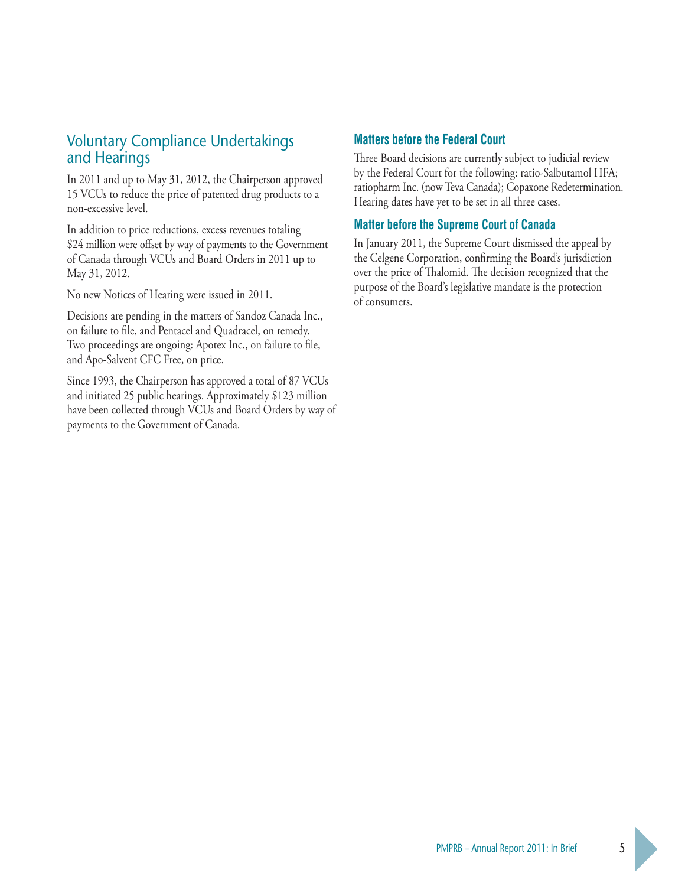## Voluntary Compliance Undertakings and Hearings

In 2011 and up to May 31, 2012, the Chairperson approved 15 VCUs to reduce the price of patented drug products to a non-excessive level.

In addition to price reductions, excess revenues totaling $24 million were offset by way of payments to the Government of Canada through VCUs and Board Orders in 2011 up to May 31, 2012.

No new Notices of Hearing were issued in 2011.

Decisions are pending in the matters of Sandoz Canada Inc., on failure to file, and Pentacel and Quadracel, on remedy. Two proceedings are ongoing: Apotex Inc., on failure to file, and Apo-Salvent CFC Free, on price.

Since 1993, the Chairperson has approved a total of 87 VCUs and initiated 25 public hearings. Approximately $123 million have been collected through VCUs and Board Orders by way of payments to the Government of Canada.

### Matters before the Federal Court

Three Board decisions are currently subject to judicial review by the Federal Court for the following: ratio-Salbutamol HFA; ratiopharm Inc. (now Teva Canada); Copaxone Redetermination. Hearing dates have yet to be set in all three cases.

### Matter before the Supreme Court of Canada

In January 2011, the Supreme Court dismissed the appeal by the Celgene Corporation, confirming the Board's jurisdiction over the price of Thalomid. The decision recognized that the purpose of the Board's legislative mandate is the protection of consumers.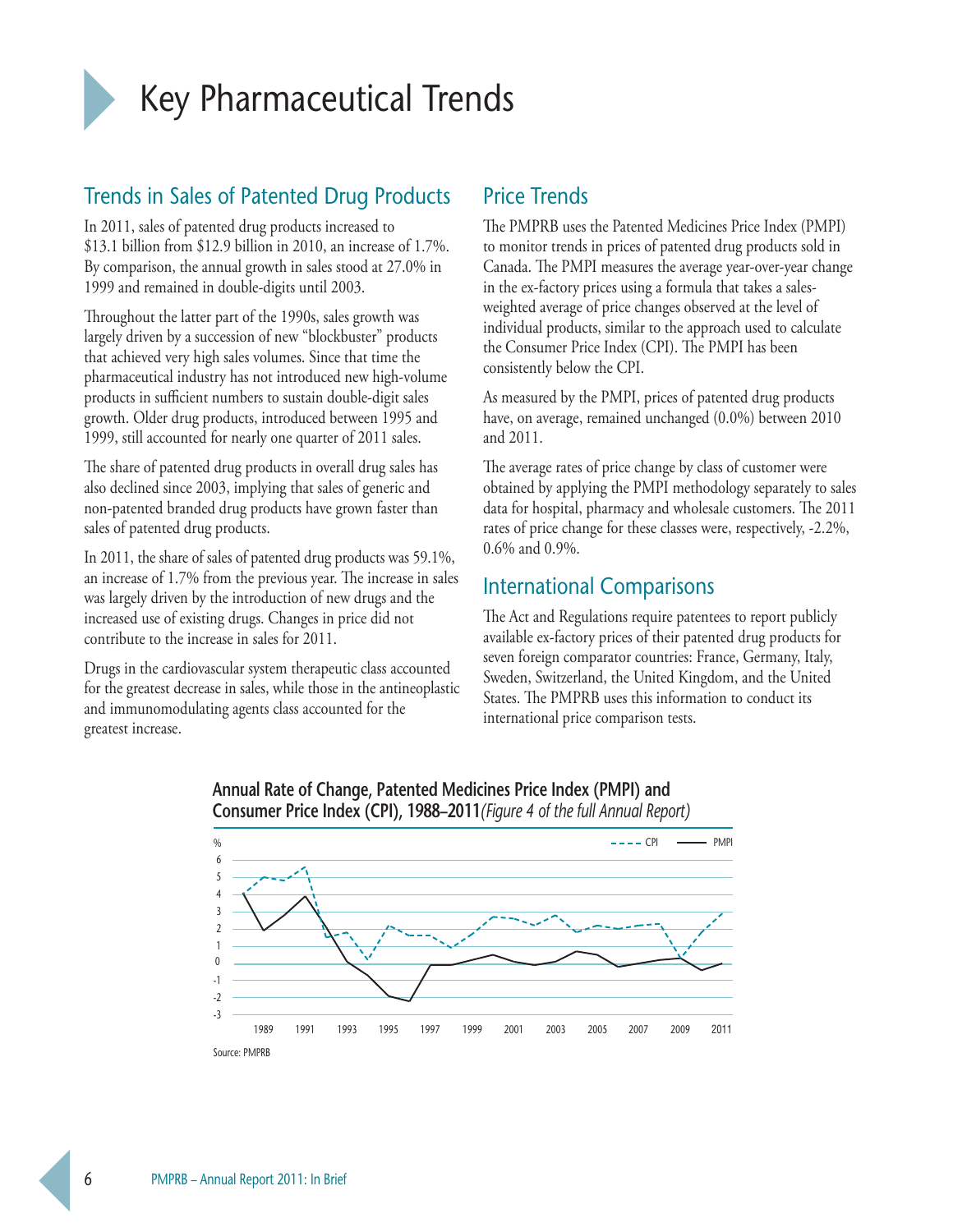# Key Pharmaceutical Trends

## Trends in Sales of Patented Drug Products

In 2011, sales of patented drug products increased to $13.1 billion from $12.9 billion in 2010, an increase of 1.7%. By comparison, the annual growth in sales stood at 27.0% in 1999 and remained in double-digits until 2003.

Throughout the latter part of the 1990s, sales growth was largely driven by a succession of new "blockbuster" products that achieved very high sales volumes. Since that time the pharmaceutical industry has not introduced new high-volume products in sufficient numbers to sustain double-digit sales growth. Older drug products, introduced between 1995 and 1999, still accounted for nearly one quarter of 2011 sales.

The share of patented drug products in overall drug sales has also declined since 2003, implying that sales of generic and non-patented branded drug products have grown faster than sales of patented drug products.

In 2011, the share of sales of patented drug products was 59.1%, an increase of 1.7% from the previous year. The increase in sales was largely driven by the introduction of new drugs and the increased use of existing drugs. Changes in price did not contribute to the increase in sales for 2011.

Drugs in the cardiovascular system therapeutic class accounted for the greatest decrease in sales, while those in the antineoplastic and immunomodulating agents class accounted for the greatest increase.

## Price Trends

The PMPRB uses the Patented Medicines Price Index (PMPI) to monitor trends in prices of patented drug products sold in Canada. The PMPI measures the average year-over-year change in the ex-factory prices using a formula that takes a sales-weighted average of price changes observed at the level of individual products, similar to the approach used to calculate the Consumer Price Index (CPI). The PMPI has been consistently below the CPI.

As measured by the PMPI, prices of patented drug products have, on average, remained unchanged (0.0%) between 2010 and 2011.

The average rates of price change by class of customer were obtained by applying the PMPI methodology separately to sales data for hospital, pharmacy and wholesale customers. The 2011 rates of price change for these classes were, respectively, -2.2%, 0.6% and 0.9%.

## International Comparisons

The Act and Regulations require patentees to report publicly available ex-factory prices of their patented drug products for seven foreign comparator countries: France, Germany, Italy, Sweden, Switzerland, the United Kingdom, and the United States. The PMPRB uses this information to conduct its international price comparison tests.

**Annual Rate of Change, Patented Medicines Price Index (PMPI) and Consumer Price Index (CPI), 1988–2011** *(Figure 4 of the full Annual Report)*

Source: PMPRB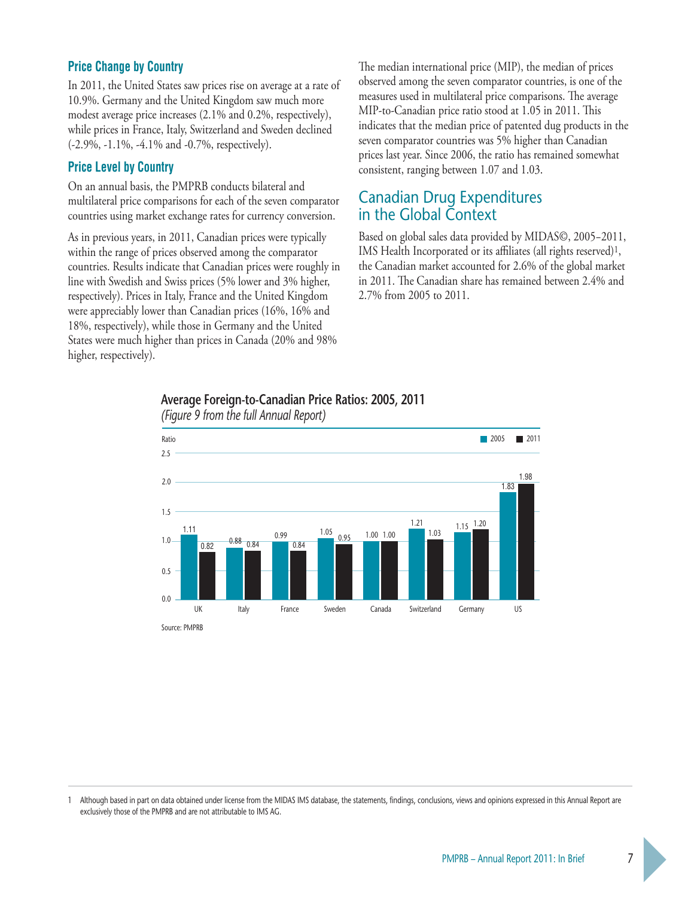### Price Change by Country

In 2011, the United States saw prices rise on average at a rate of 10.9%. Germany and the United Kingdom saw much more modest average price increases (2.1% and 0.2%, respectively), while prices in France, Italy, Switzerland and Sweden declined (-2.9%, -1.1%, -4.1% and -0.7%, respectively).

### Price Level by Country

On an annual basis, the PMPRB conducts bilateral and multilateral price comparisons for each of the seven comparator countries using market exchange rates for currency conversion.

As in previous years, in 2011, Canadian prices were typically within the range of prices observed among the comparator countries. Results indicate that Canadian prices were roughly in line with Swedish and Swiss prices (5% lower and 3% higher, respectively). Prices in Italy, France and the United Kingdom were appreciably lower than Canadian prices (16%, 16% and 18%, respectively), while those in Germany and the United States were much higher than prices in Canada (20% and 98% higher, respectively).

The median international price (MIP), the median of prices observed among the seven comparator countries, is one of the measures used in multilateral price comparisons. The average MIP-to-Canadian price ratio stood at 1.05 in 2011. This indicates that the median price of patented dug products in the seven comparator countries was 5% higher than Canadian prices last year. Since 2006, the ratio has remained somewhat consistent, ranging between 1.07 and 1.03.

## Canadian Drug Expenditures in the Global Context

Based on global sales data provided by MIDAS©, 2005–2011, IMS Health Incorporated or its affiliates (all rights reserved)[1], the Canadian market accounted for 2.6% of the global market in 2011. The Canadian share has remained between 2.4% and 2.7% from 2005 to 2011.

**Average Foreign-to-Canadian Price Ratios: 2005, 2011**
*(Figure 9 from the full Annual Report)*

| Country | 2005 | 2011 |
|---|---|---|
| UK | 1.11 | 0.82 |
| Italy | 0.88 | 0.84 |
| France | 0.99 | 0.84 |
| Sweden | 1.05 | 0.95 |
| Canada | 1.00 | 1.00 |
| Switzerland | 1.21 | 1.03 |
| Germany | 1.15 | 1.20 |
| US | 1.83 | 1.98 |

Source: PMPRB

1 Although based in part on data obtained under license from the MIDAS IMS database, the statements, findings, conclusions, views and opinions expressed in this Annual Report are exclusively those of the PMPRB and are not attributable to IMS AG.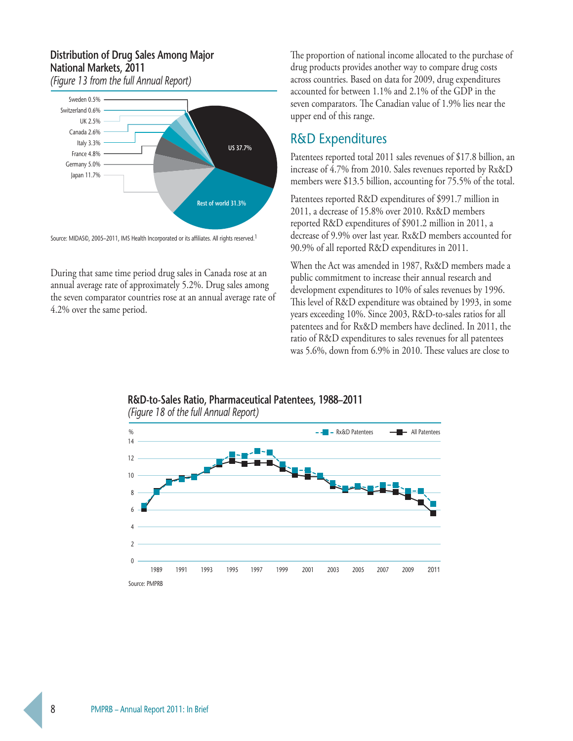### Distribution of Drug Sales Among Major National Markets, 2011

*(Figure 13 from the full Annual Report)*

Sweden 0.5%
Switzerland 0.6%
UK 2.5%
Canada 2.6%
Italy 3.3%
France 4.8%
Germany 5.0%
Japan 11.7%
US 37.7%
Rest of world 31.3%

Source: MIDAS©, 2005–2011, IMS Health Incorporated or its affiliates. All rights reserved.[1]

During that same time period drug sales in Canada rose at an annual average rate of approximately 5.2%. Drug sales among the seven comparator countries rose at an annual average rate of 4.2% over the same period.

The proportion of national income allocated to the purchase of drug products provides another way to compare drug costs across countries. Based on data for 2009, drug expenditures accounted for between 1.1% and 2.1% of the GDP in the seven comparators. The Canadian value of 1.9% lies near the upper end of this range.

## R&D Expenditures

Patentees reported total 2011 sales revenues of $17.8 billion, an increase of 4.7% from 2010. Sales revenues reported by Rx&D members were $13.5 billion, accounting for 75.5% of the total.

Patentees reported R&D expenditures of $991.7 million in 2011, a decrease of 15.8% over 2010. Rx&D members reported R&D expenditures of $901.2 million in 2011, a decrease of 9.9% over last year. Rx&D members accounted for 90.9% of all reported R&D expenditures in 2011.

When the Act was amended in 1987, Rx&D members made a public commitment to increase their annual research and development expenditures to 10% of sales revenues by 1996. This level of R&D expenditure was obtained by 1993, in some years exceeding 10%. Since 2003, R&D-to-sales ratios for all patentees and for Rx&D members have declined. In 2011, the ratio of R&D expenditures to sales revenues for all patentees was 5.6%, down from 6.9% in 2010. These values are close to

### R&D-to-Sales Ratio, Pharmaceutical Patentees, 1988–2011

*(Figure 18 of the full Annual Report)*

Legend: Rx&D Patentees; All Patentees

Source: PMPRB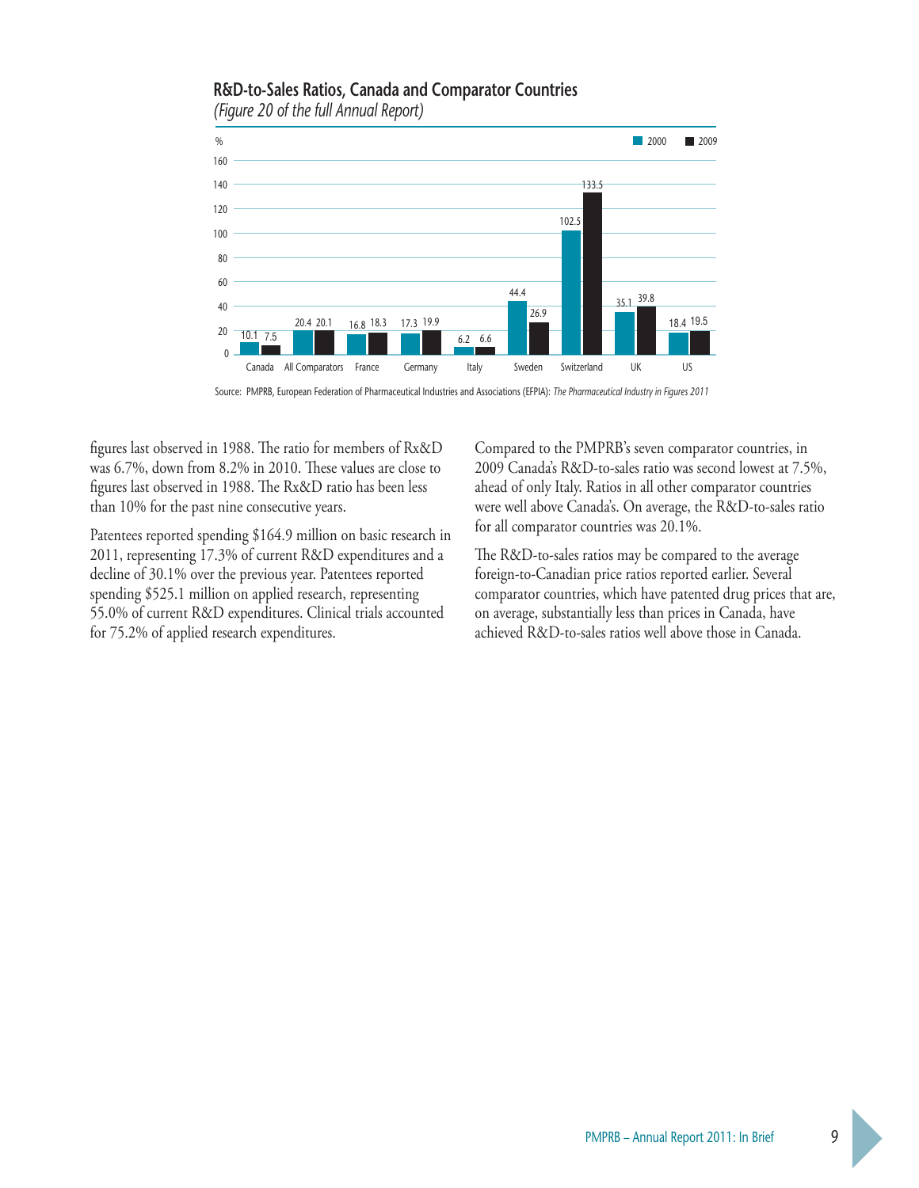### R&D-to-Sales Ratios, Canada and Comparator Countries

*(Figure 20 of the full Annual Report)*

| % | 2000 | 2009 |
|---|---|---|
| Canada | 10.1 | 7.5 |
| All Comparators | 20.4 | 20.1 |
| France | 16.8 | 18.3 |
| Germany | 17.3 | 19.9 |
| Italy | 6.2 | 6.6 |
| Sweden | 44.4 | 26.9 |
| Switzerland | 102.5 | 133.5 |
| UK | 35.1 | 39.8 |
| US | 18.4 | 19.5 |

Source: PMPRB, European Federation of Pharmaceutical Industries and Associations (EFPIA): *The Pharmaceutical Industry in Figures 2011*

figures last observed in 1988. The ratio for members of Rx&D was 6.7%, down from 8.2% in 2010. These values are close to figures last observed in 1988. The Rx&D ratio has been less than 10% for the past nine consecutive years.

Patentees reported spending $164.9 million on basic research in 2011, representing 17.3% of current R&D expenditures and a decline of 30.1% over the previous year. Patentees reported spending $525.1 million on applied research, representing 55.0% of current R&D expenditures. Clinical trials accounted for 75.2% of applied research expenditures.

Compared to the PMPRB's seven comparator countries, in 2009 Canada's R&D-to-sales ratio was second lowest at 7.5%, ahead of only Italy. Ratios in all other comparator countries were well above Canada's. On average, the R&D-to-sales ratio for all comparator countries was 20.1%.

The R&D-to-sales ratios may be compared to the average foreign-to-Canadian price ratios reported earlier. Several comparator countries, which have patented drug prices that are, on average, substantially less than prices in Canada, have achieved R&D-to-sales ratios well above those in Canada.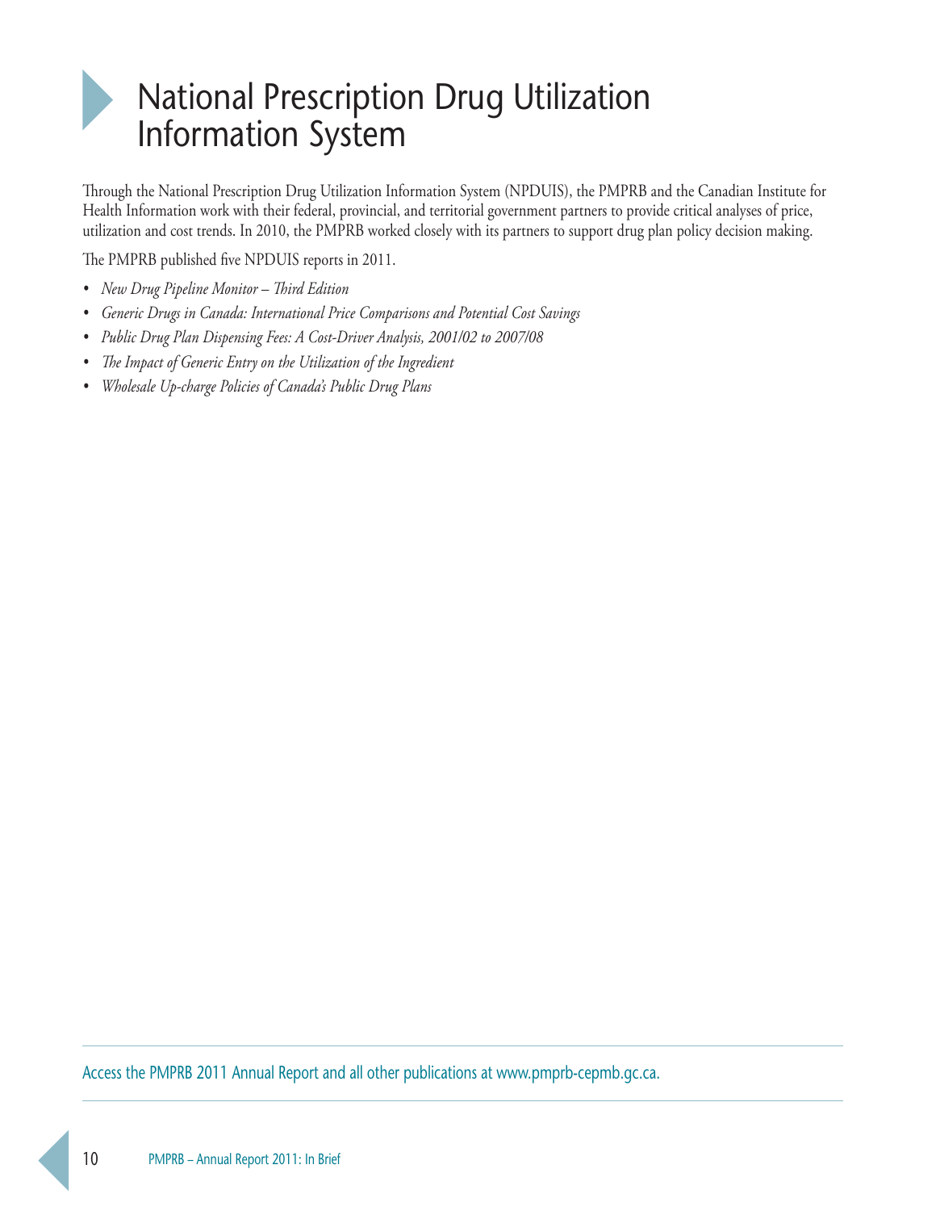# National Prescription Drug Utilization Information System

Through the National Prescription Drug Utilization Information System (NPDUIS), the PMPRB and the Canadian Institute for Health Information work with their federal, provincial, and territorial government partners to provide critical analyses of price, utilization and cost trends. In 2010, the PMPRB worked closely with its partners to support drug plan policy decision making.

The PMPRB published five NPDUIS reports in 2011.

- *New Drug Pipeline Monitor – Third Edition*
- *Generic Drugs in Canada: International Price Comparisons and Potential Cost Savings*
- *Public Drug Plan Dispensing Fees: A Cost-Driver Analysis, 2001/02 to 2007/08*
- *The Impact of Generic Entry on the Utilization of the Ingredient*
- *Wholesale Up-charge Policies of Canada's Public Drug Plans*

Access the PMPRB 2011 Annual Report and all other publications at www.pmprb-cepmb.gc.ca.